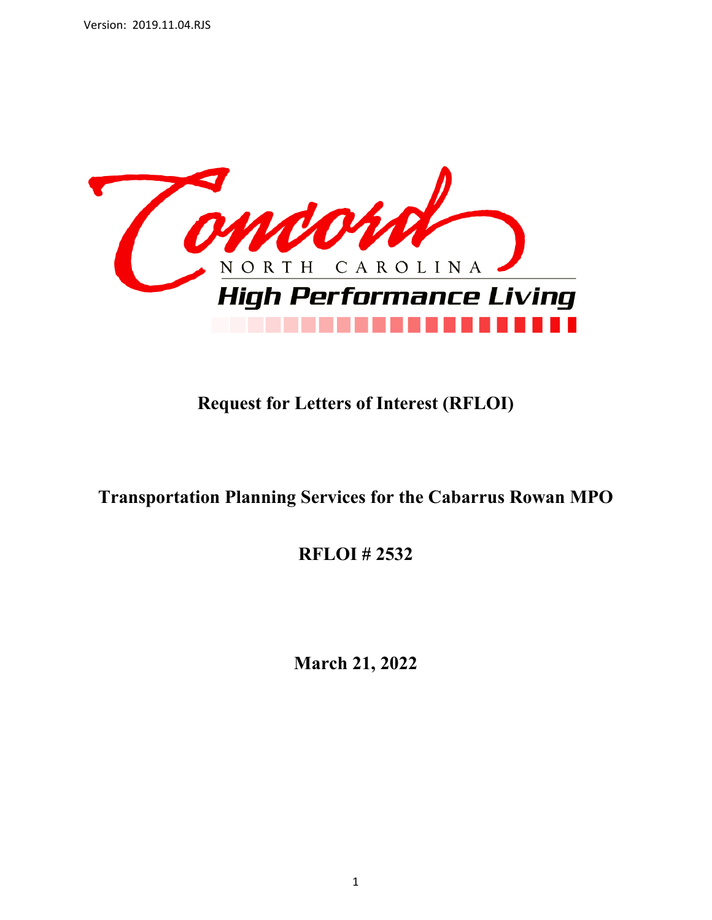Version: 2019.11.04.RJS

Concord

NORTH CAROLINA

High Performance Living

# Request for Letters of Interest (RFLOI)

## Transportation Planning Services for the Cabarrus Rowan MPO

## RFLOI # 2532

## March 21, 2022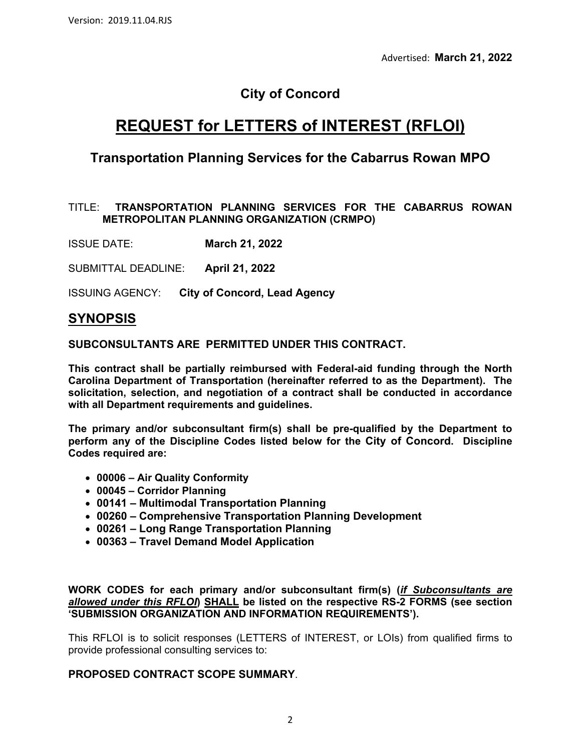Advertised: **March 21, 2022**

## City of Concord

# REQUEST for LETTERS of INTEREST (RFLOI)

### Transportation Planning Services for the Cabarrus Rowan MPO

TITLE: **TRANSPORTATION PLANNING SERVICES FOR THE CABARRUS ROWAN METROPOLITAN PLANNING ORGANIZATION (CRMPO)**

ISSUE DATE: **March 21, 2022**

SUBMITTAL DEADLINE: **April 21, 2022**

ISSUING AGENCY: **City of Concord, Lead Agency**

## SYNOPSIS

**SUBCONSULTANTS ARE PERMITTED UNDER THIS CONTRACT.**

**This contract shall be partially reimbursed with Federal-aid funding through the North Carolina Department of Transportation (hereinafter referred to as the Department). The solicitation, selection, and negotiation of a contract shall be conducted in accordance with all Department requirements and guidelines.**

**The primary and/or subconsultant firm(s) shall be pre-qualified by the Department to perform any of the Discipline Codes listed below for the City of Concord. Discipline Codes required are:**

- **00006 – Air Quality Conformity**
- **00045 – Corridor Planning**
- **00141 – Multimodal Transportation Planning**
- **00260 – Comprehensive Transportation Planning Development**
- **00261 – Long Range Transportation Planning**
- **00363 – Travel Demand Model Application**

**WORK CODES for each primary and/or subconsultant firm(s) (*if Subconsultants are allowed under this RFLOI*) SHALL be listed on the respective RS-2 FORMS (see section 'SUBMISSION ORGANIZATION AND INFORMATION REQUIREMENTS').**

This RFLOI is to solicit responses (LETTERS of INTEREST, or LOIs) from qualified firms to provide professional consulting services to:

**PROPOSED CONTRACT SCOPE SUMMARY**.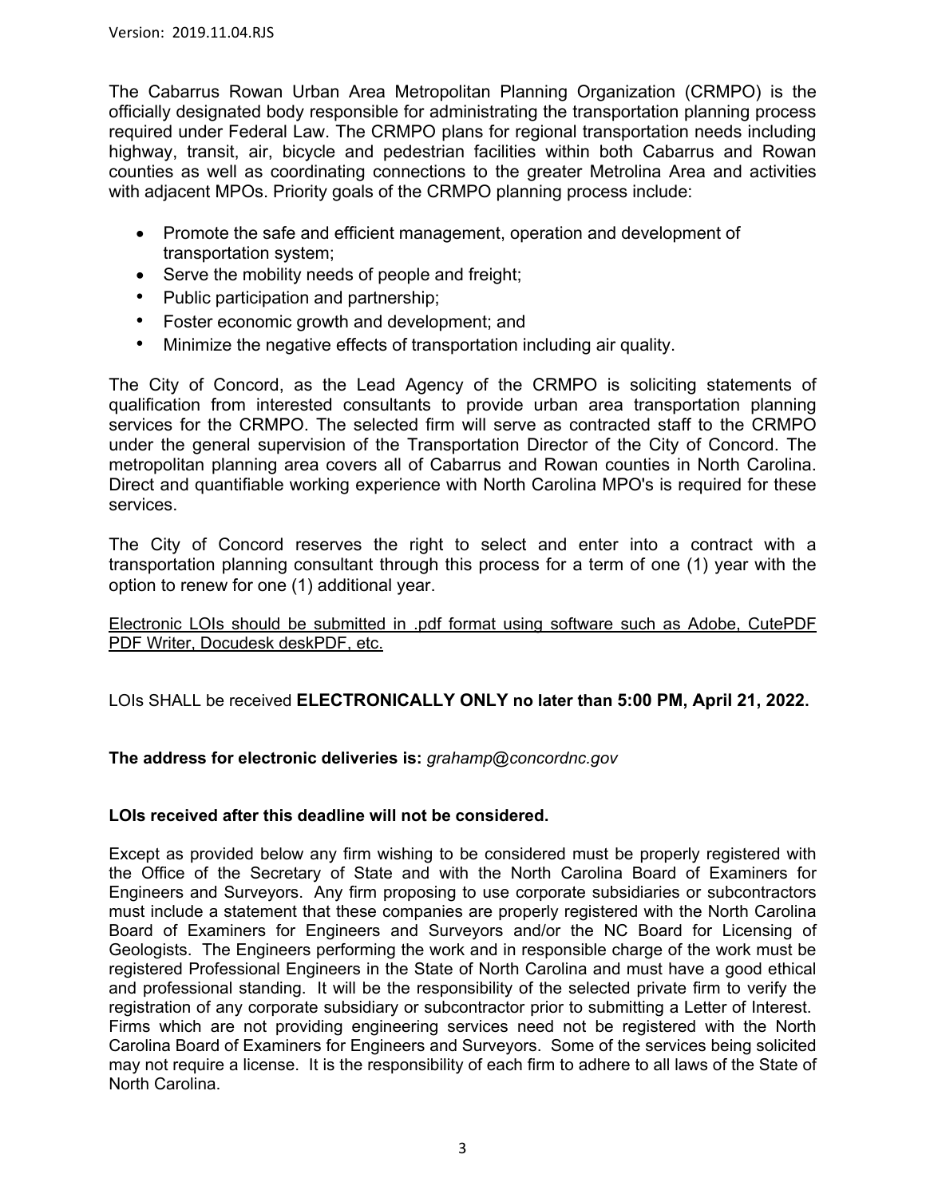The Cabarrus Rowan Urban Area Metropolitan Planning Organization (CRMPO) is the officially designated body responsible for administrating the transportation planning process required under Federal Law. The CRMPO plans for regional transportation needs including highway, transit, air, bicycle and pedestrian facilities within both Cabarrus and Rowan counties as well as coordinating connections to the greater Metrolina Area and activities with adjacent MPOs. Priority goals of the CRMPO planning process include:

- Promote the safe and efficient management, operation and development of transportation system;
- Serve the mobility needs of people and freight;
- Public participation and partnership;
- Foster economic growth and development; and
- Minimize the negative effects of transportation including air quality.

The City of Concord, as the Lead Agency of the CRMPO is soliciting statements of qualification from interested consultants to provide urban area transportation planning services for the CRMPO. The selected firm will serve as contracted staff to the CRMPO under the general supervision of the Transportation Director of the City of Concord. The metropolitan planning area covers all of Cabarrus and Rowan counties in North Carolina. Direct and quantifiable working experience with North Carolina MPO's is required for these services.

The City of Concord reserves the right to select and enter into a contract with a transportation planning consultant through this process for a term of one (1) year with the option to renew for one (1) additional year.

<u>Electronic LOIs should be submitted in .pdf format using software such as Adobe, CutePDF PDF Writer, Docudesk deskPDF, etc.</u>

LOIs SHALL be received **ELECTRONICALLY ONLY no later than 5:00 PM, April 21, 2022.**

**The address for electronic deliveries is:** *grahamp@concordnc.gov*

**LOIs received after this deadline will not be considered.**

Except as provided below any firm wishing to be considered must be properly registered with the Office of the Secretary of State and with the North Carolina Board of Examiners for Engineers and Surveyors. Any firm proposing to use corporate subsidiaries or subcontractors must include a statement that these companies are properly registered with the North Carolina Board of Examiners for Engineers and Surveyors and/or the NC Board for Licensing of Geologists. The Engineers performing the work and in responsible charge of the work must be registered Professional Engineers in the State of North Carolina and must have a good ethical and professional standing. It will be the responsibility of the selected private firm to verify the registration of any corporate subsidiary or subcontractor prior to submitting a Letter of Interest. Firms which are not providing engineering services need not be registered with the North Carolina Board of Examiners for Engineers and Surveyors. Some of the services being solicited may not require a license. It is the responsibility of each firm to adhere to all laws of the State of North Carolina.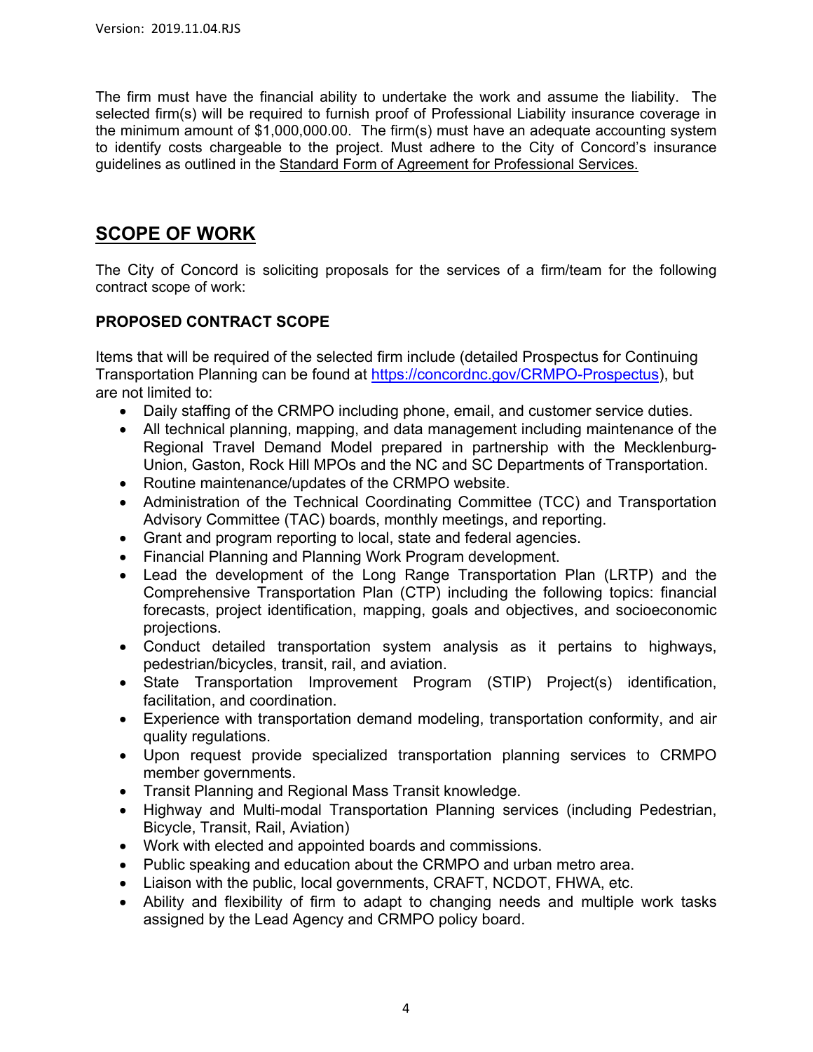The firm must have the financial ability to undertake the work and assume the liability. The selected firm(s) will be required to furnish proof of Professional Liability insurance coverage in the minimum amount of $1,000,000.00. The firm(s) must have an adequate accounting system to identify costs chargeable to the project. Must adhere to the City of Concord's insurance guidelines as outlined in the Standard Form of Agreement for Professional Services.

## SCOPE OF WORK

The City of Concord is soliciting proposals for the services of a firm/team for the following contract scope of work:

### PROPOSED CONTRACT SCOPE

Items that will be required of the selected firm include (detailed Prospectus for Continuing Transportation Planning can be found at [https://concordnc.gov/CRMPO-Prospectus](https://concordnc.gov/CRMPO-Prospectus)), but are not limited to:

- Daily staffing of the CRMPO including phone, email, and customer service duties.
- All technical planning, mapping, and data management including maintenance of the Regional Travel Demand Model prepared in partnership with the Mecklenburg-Union, Gaston, Rock Hill MPOs and the NC and SC Departments of Transportation.
- Routine maintenance/updates of the CRMPO website.
- Administration of the Technical Coordinating Committee (TCC) and Transportation Advisory Committee (TAC) boards, monthly meetings, and reporting.
- Grant and program reporting to local, state and federal agencies.
- Financial Planning and Planning Work Program development.
- Lead the development of the Long Range Transportation Plan (LRTP) and the Comprehensive Transportation Plan (CTP) including the following topics: financial forecasts, project identification, mapping, goals and objectives, and socioeconomic projections.
- Conduct detailed transportation system analysis as it pertains to highways, pedestrian/bicycles, transit, rail, and aviation.
- State Transportation Improvement Program (STIP) Project(s) identification, facilitation, and coordination.
- Experience with transportation demand modeling, transportation conformity, and air quality regulations.
- Upon request provide specialized transportation planning services to CRMPO member governments.
- Transit Planning and Regional Mass Transit knowledge.
- Highway and Multi-modal Transportation Planning services (including Pedestrian, Bicycle, Transit, Rail, Aviation)
- Work with elected and appointed boards and commissions.
- Public speaking and education about the CRMPO and urban metro area.
- Liaison with the public, local governments, CRAFT, NCDOT, FHWA, etc.
- Ability and flexibility of firm to adapt to changing needs and multiple work tasks assigned by the Lead Agency and CRMPO policy board.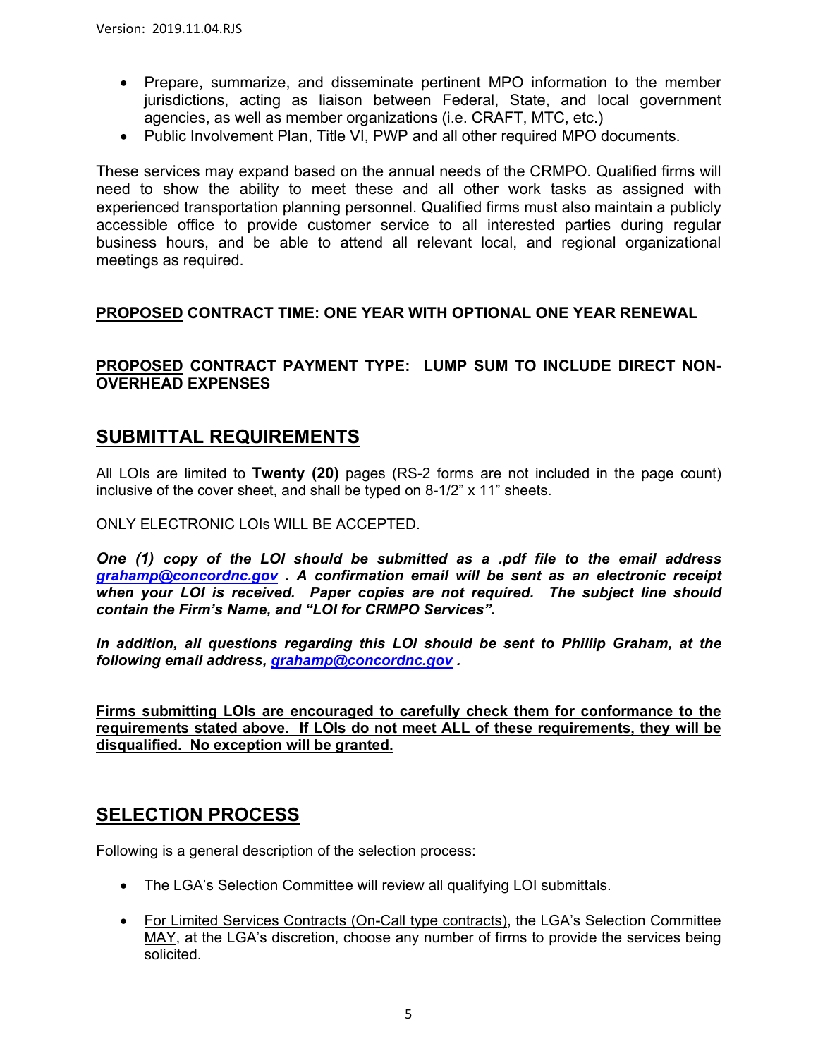- Prepare, summarize, and disseminate pertinent MPO information to the member jurisdictions, acting as liaison between Federal, State, and local government agencies, as well as member organizations (i.e. CRAFT, MTC, etc.)
- Public Involvement Plan, Title VI, PWP and all other required MPO documents.

These services may expand based on the annual needs of the CRMPO. Qualified firms will need to show the ability to meet these and all other work tasks as assigned with experienced transportation planning personnel. Qualified firms must also maintain a publicly accessible office to provide customer service to all interested parties during regular business hours, and be able to attend all relevant local, and regional organizational meetings as required.

**PROPOSED CONTRACT TIME: ONE YEAR WITH OPTIONAL ONE YEAR RENEWAL**

**PROPOSED CONTRACT PAYMENT TYPE: LUMP SUM TO INCLUDE DIRECT NON-OVERHEAD EXPENSES**

## SUBMITTAL REQUIREMENTS

All LOIs are limited to **Twenty (20)** pages (RS-2 forms are not included in the page count) inclusive of the cover sheet, and shall be typed on 8-1/2" x 11" sheets.

ONLY ELECTRONIC LOIs WILL BE ACCEPTED.

***One (1) copy of the LOI should be submitted as a .pdf file to the email address grahamp@concordnc.gov . A confirmation email will be sent as an electronic receipt when your LOI is received. Paper copies are not required. The subject line should contain the Firm's Name, and "LOI for CRMPO Services".***

***In addition, all questions regarding this LOI should be sent to Phillip Graham, at the following email address, grahamp@concordnc.gov .***

**Firms submitting LOIs are encouraged to carefully check them for conformance to the requirements stated above. If LOIs do not meet ALL of these requirements, they will be disqualified. No exception will be granted.**

## SELECTION PROCESS

Following is a general description of the selection process:

- The LGA's Selection Committee will review all qualifying LOI submittals.
- For Limited Services Contracts (On-Call type contracts), the LGA's Selection Committee MAY, at the LGA's discretion, choose any number of firms to provide the services being solicited.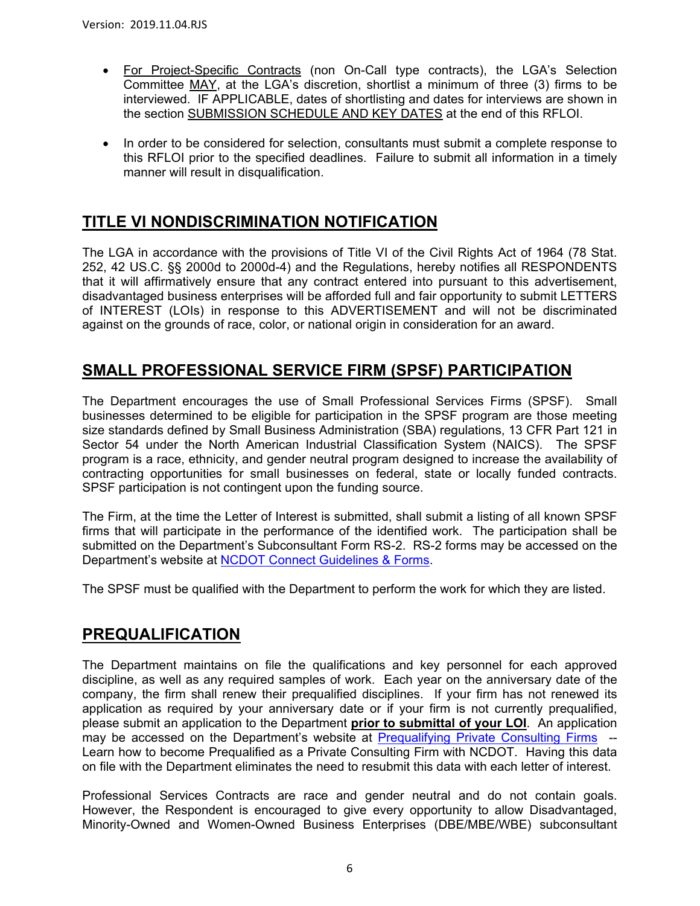- For Project-Specific Contracts (non On-Call type contracts), the LGA's Selection Committee MAY, at the LGA's discretion, shortlist a minimum of three (3) firms to be interviewed. IF APPLICABLE, dates of shortlisting and dates for interviews are shown in the section SUBMISSION SCHEDULE AND KEY DATES at the end of this RFLOI.

- In order to be considered for selection, consultants must submit a complete response to this RFLOI prior to the specified deadlines. Failure to submit all information in a timely manner will result in disqualification.

## TITLE VI NONDISCRIMINATION NOTIFICATION

The LGA in accordance with the provisions of Title VI of the Civil Rights Act of 1964 (78 Stat. 252, 42 US.C. §§ 2000d to 2000d-4) and the Regulations, hereby notifies all RESPONDENTS that it will affirmatively ensure that any contract entered into pursuant to this advertisement, disadvantaged business enterprises will be afforded full and fair opportunity to submit LETTERS of INTEREST (LOIs) in response to this ADVERTISEMENT and will not be discriminated against on the grounds of race, color, or national origin in consideration for an award.

## SMALL PROFESSIONAL SERVICE FIRM (SPSF) PARTICIPATION

The Department encourages the use of Small Professional Services Firms (SPSF). Small businesses determined to be eligible for participation in the SPSF program are those meeting size standards defined by Small Business Administration (SBA) regulations, 13 CFR Part 121 in Sector 54 under the North American Industrial Classification System (NAICS). The SPSF program is a race, ethnicity, and gender neutral program designed to increase the availability of contracting opportunities for small businesses on federal, state or locally funded contracts. SPSF participation is not contingent upon the funding source.

The Firm, at the time the Letter of Interest is submitted, shall submit a listing of all known SPSF firms that will participate in the performance of the identified work. The participation shall be submitted on the Department's Subconsultant Form RS-2. RS-2 forms may be accessed on the Department's website at NCDOT Connect Guidelines & Forms.

The SPSF must be qualified with the Department to perform the work for which they are listed.

## PREQUALIFICATION

The Department maintains on file the qualifications and key personnel for each approved discipline, as well as any required samples of work. Each year on the anniversary date of the company, the firm shall renew their prequalified disciplines. If your firm has not renewed its application as required by your anniversary date or if your firm is not currently prequalified, please submit an application to the Department **prior to submittal of your LOI**. An application may be accessed on the Department's website at Prequalifying Private Consulting Firms -- Learn how to become Prequalified as a Private Consulting Firm with NCDOT. Having this data on file with the Department eliminates the need to resubmit this data with each letter of interest.

Professional Services Contracts are race and gender neutral and do not contain goals. However, the Respondent is encouraged to give every opportunity to allow Disadvantaged, Minority-Owned and Women-Owned Business Enterprises (DBE/MBE/WBE) subconsultant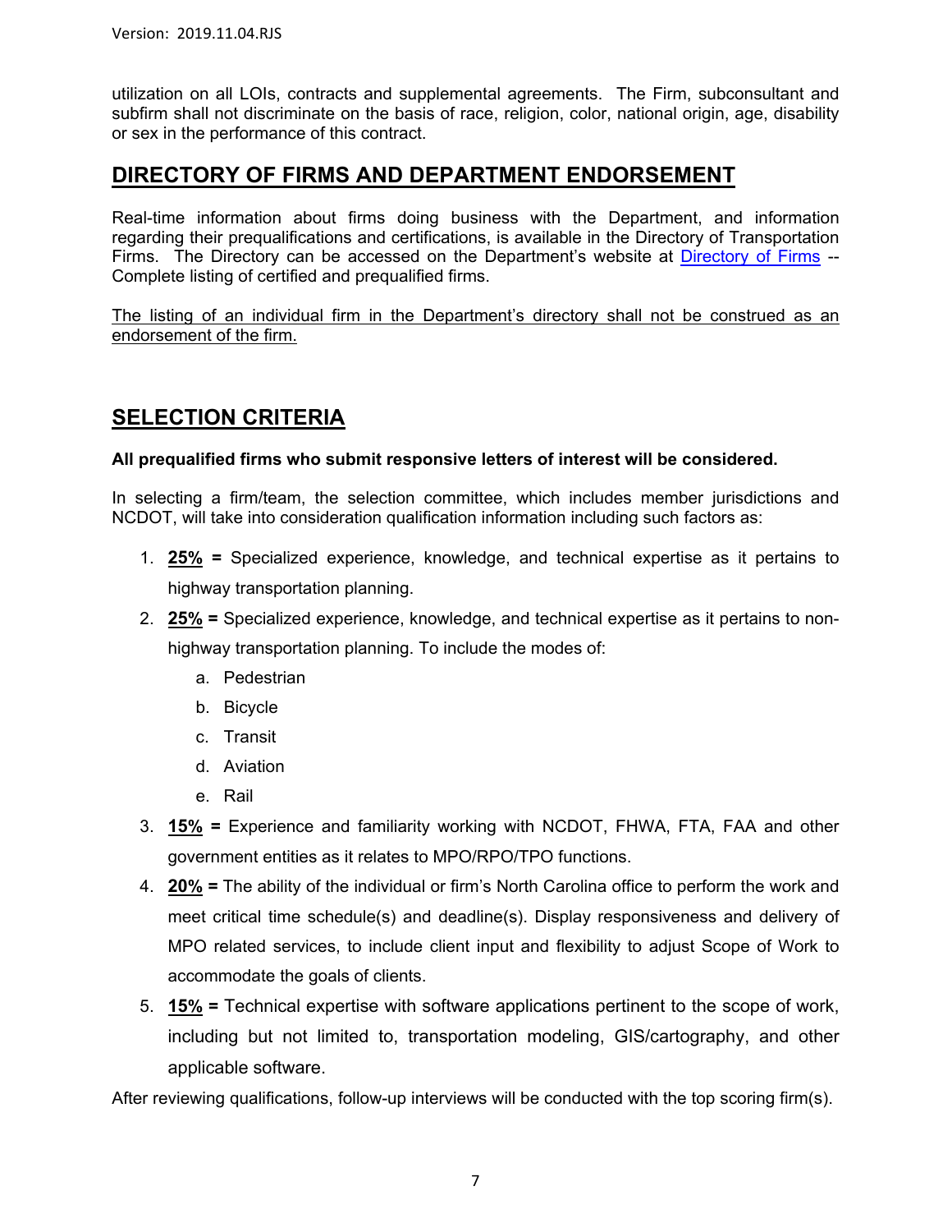utilization on all LOIs, contracts and supplemental agreements. The Firm, subconsultant and subfirm shall not discriminate on the basis of race, religion, color, national origin, age, disability or sex in the performance of this contract.

## DIRECTORY OF FIRMS AND DEPARTMENT ENDORSEMENT

Real-time information about firms doing business with the Department, and information regarding their prequalifications and certifications, is available in the Directory of Transportation Firms. The Directory can be accessed on the Department's website at Directory of Firms -- Complete listing of certified and prequalified firms.

The listing of an individual firm in the Department's directory shall not be construed as an endorsement of the firm.

## SELECTION CRITERIA

**All prequalified firms who submit responsive letters of interest will be considered.**

In selecting a firm/team, the selection committee, which includes member jurisdictions and NCDOT, will take into consideration qualification information including such factors as:

1. **25% =** Specialized experience, knowledge, and technical expertise as it pertains to highway transportation planning.
2. **25% =** Specialized experience, knowledge, and technical expertise as it pertains to non-highway transportation planning. To include the modes of:
   a. Pedestrian
   b. Bicycle
   c. Transit
   d. Aviation
   e. Rail
3. **15% =** Experience and familiarity working with NCDOT, FHWA, FTA, FAA and other government entities as it relates to MPO/RPO/TPO functions.
4. **20% =** The ability of the individual or firm's North Carolina office to perform the work and meet critical time schedule(s) and deadline(s). Display responsiveness and delivery of MPO related services, to include client input and flexibility to adjust Scope of Work to accommodate the goals of clients.
5. **15% =** Technical expertise with software applications pertinent to the scope of work, including but not limited to, transportation modeling, GIS/cartography, and other applicable software.

After reviewing qualifications, follow-up interviews will be conducted with the top scoring firm(s).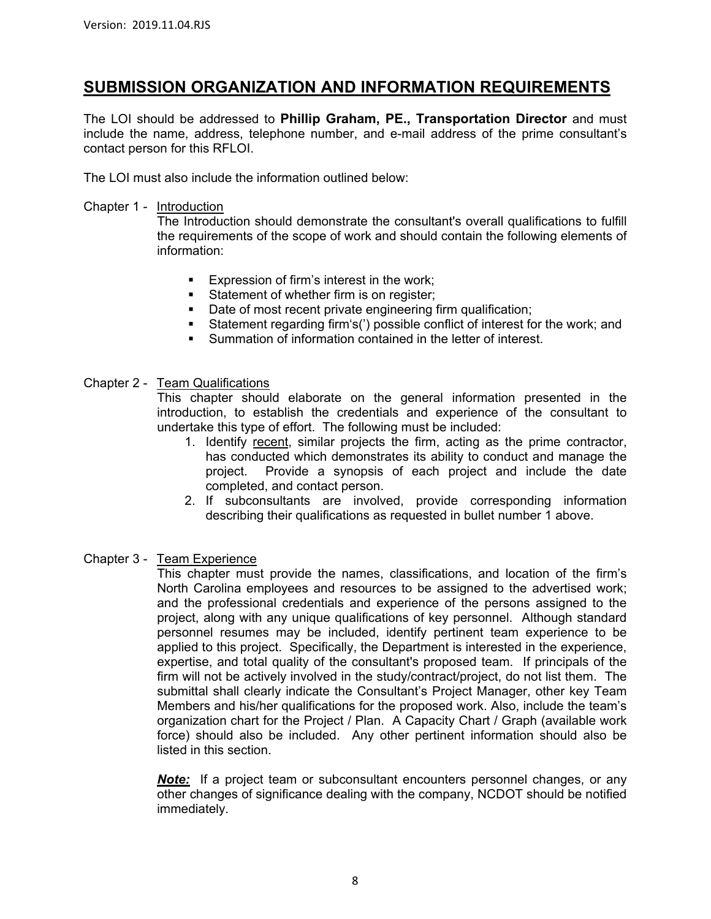## SUBMISSION ORGANIZATION AND INFORMATION REQUIREMENTS

The LOI should be addressed to **Phillip Graham, PE., Transportation Director** and must include the name, address, telephone number, and e-mail address of the prime consultant's contact person for this RFLOI.

The LOI must also include the information outlined below:

Chapter 1 - Introduction

The Introduction should demonstrate the consultant's overall qualifications to fulfill the requirements of the scope of work and should contain the following elements of information:

- Expression of firm's interest in the work;
- Statement of whether firm is on register;
- Date of most recent private engineering firm qualification;
- Statement regarding firm's(') possible conflict of interest for the work; and
- Summation of information contained in the letter of interest.

Chapter 2 - Team Qualifications

This chapter should elaborate on the general information presented in the introduction, to establish the credentials and experience of the consultant to undertake this type of effort. The following must be included:

1. Identify recent, similar projects the firm, acting as the prime contractor, has conducted which demonstrates its ability to conduct and manage the project. Provide a synopsis of each project and include the date completed, and contact person.
2. If subconsultants are involved, provide corresponding information describing their qualifications as requested in bullet number 1 above.

Chapter 3 - Team Experience

This chapter must provide the names, classifications, and location of the firm's North Carolina employees and resources to be assigned to the advertised work; and the professional credentials and experience of the persons assigned to the project, along with any unique qualifications of key personnel. Although standard personnel resumes may be included, identify pertinent team experience to be applied to this project. Specifically, the Department is interested in the experience, expertise, and total quality of the consultant's proposed team. If principals of the firm will not be actively involved in the study/contract/project, do not list them. The submittal shall clearly indicate the Consultant's Project Manager, other key Team Members and his/her qualifications for the proposed work. Also, include the team's organization chart for the Project / Plan. A Capacity Chart / Graph (available work force) should also be included. Any other pertinent information should also be listed in this section.

***Note:*** If a project team or subconsultant encounters personnel changes, or any other changes of significance dealing with the company, NCDOT should be notified immediately.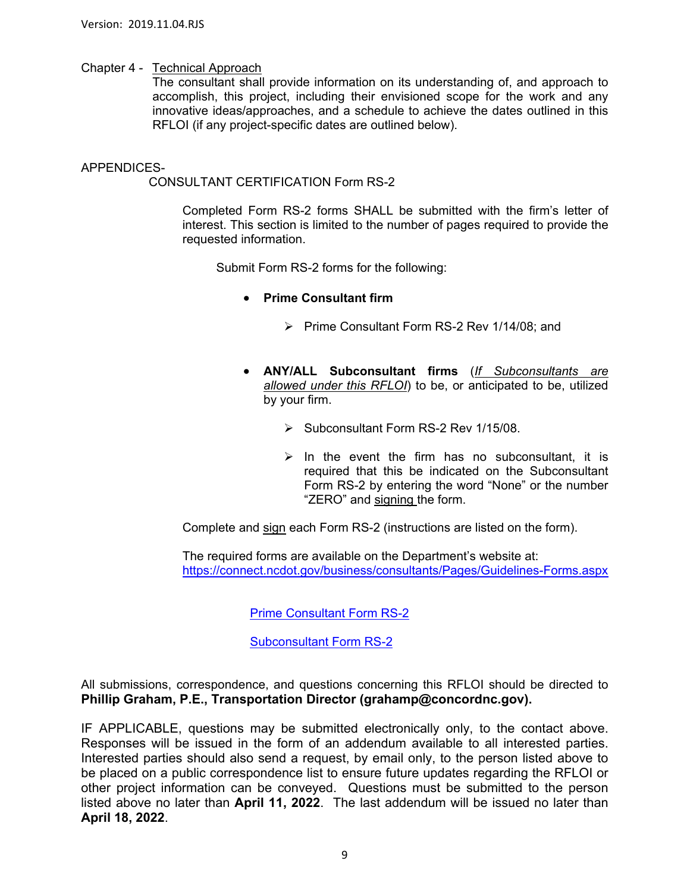Chapter 4 - Technical Approach

The consultant shall provide information on its understanding of, and approach to accomplish, this project, including their envisioned scope for the work and any innovative ideas/approaches, and a schedule to achieve the dates outlined in this RFLOI (if any project-specific dates are outlined below).

APPENDICES-

CONSULTANT CERTIFICATION Form RS-2

Completed Form RS-2 forms SHALL be submitted with the firm's letter of interest. This section is limited to the number of pages required to provide the requested information.

Submit Form RS-2 forms for the following:

- **Prime Consultant firm**
  - Prime Consultant Form RS-2 Rev 1/14/08; and

- **ANY/ALL Subconsultant firms** (*If Subconsultants are allowed under this RFLOI*) to be, or anticipated to be, utilized by your firm.
  - Subconsultant Form RS-2 Rev 1/15/08.
  - In the event the firm has no subconsultant, it is required that this be indicated on the Subconsultant Form RS-2 by entering the word "None" or the number "ZERO" and signing the form.

Complete and sign each Form RS-2 (instructions are listed on the form).

The required forms are available on the Department's website at:
https://connect.ncdot.gov/business/consultants/Pages/Guidelines-Forms.aspx

Prime Consultant Form RS-2

Subconsultant Form RS-2

All submissions, correspondence, and questions concerning this RFLOI should be directed to **Phillip Graham, P.E., Transportation Director (grahamp@concordnc.gov).**

IF APPLICABLE, questions may be submitted electronically only, to the contact above. Responses will be issued in the form of an addendum available to all interested parties. Interested parties should also send a request, by email only, to the person listed above to be placed on a public correspondence list to ensure future updates regarding the RFLOI or other project information can be conveyed. Questions must be submitted to the person listed above no later than **April 11, 2022**. The last addendum will be issued no later than **April 18, 2022**.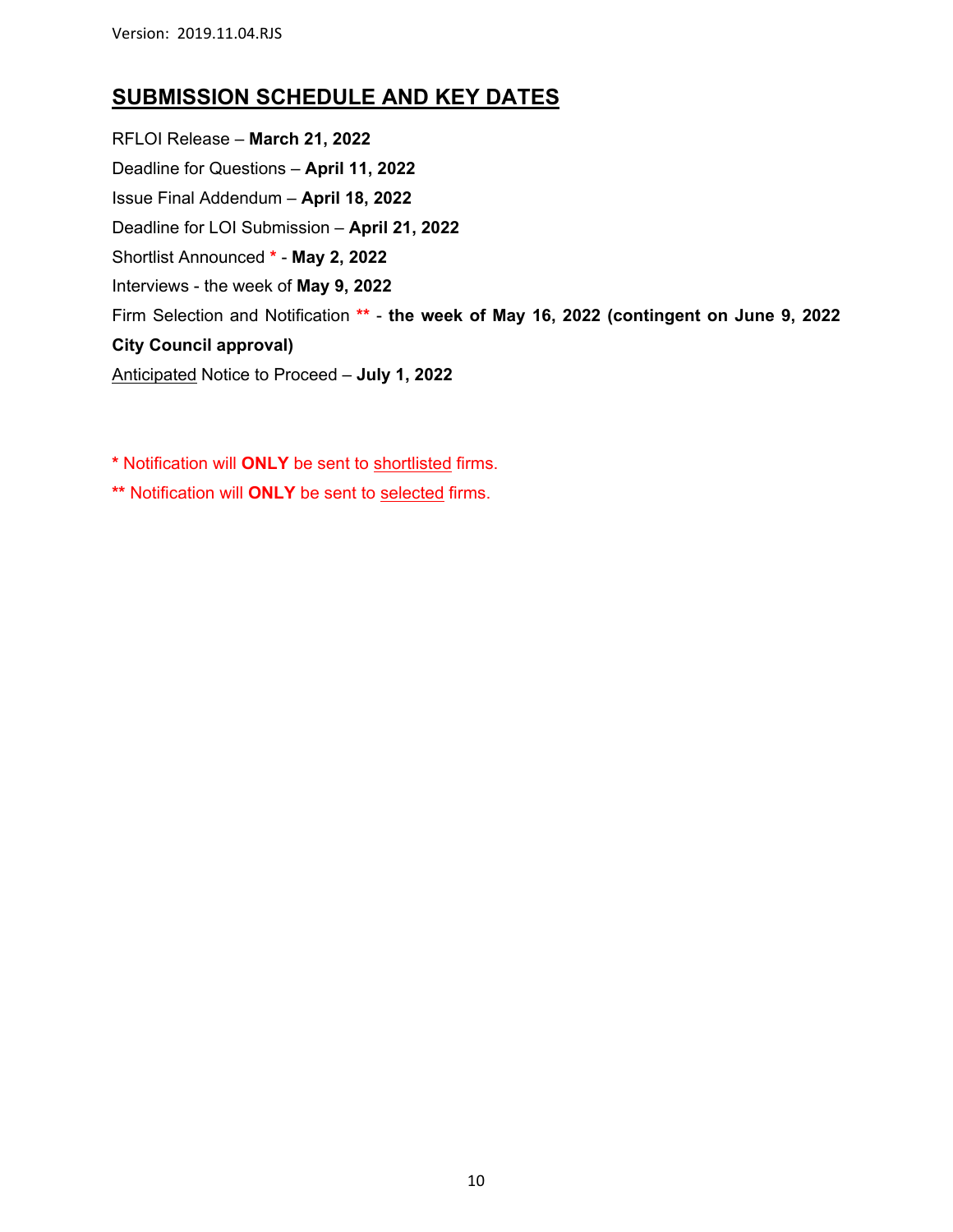## SUBMISSION SCHEDULE AND KEY DATES

RFLOI Release – **March 21, 2022**

Deadline for Questions – **April 11, 2022**

Issue Final Addendum – **April 18, 2022**

Deadline for LOI Submission – **April 21, 2022**

Shortlist Announced * - **May 2, 2022**

Interviews - the week of **May 9, 2022**

Firm Selection and Notification ** - **the week of May 16, 2022 (contingent on June 9, 2022 City Council approval)**

Anticipated Notice to Proceed – **July 1, 2022**

* Notification will **ONLY** be sent to shortlisted firms.

** Notification will **ONLY** be sent to selected firms.